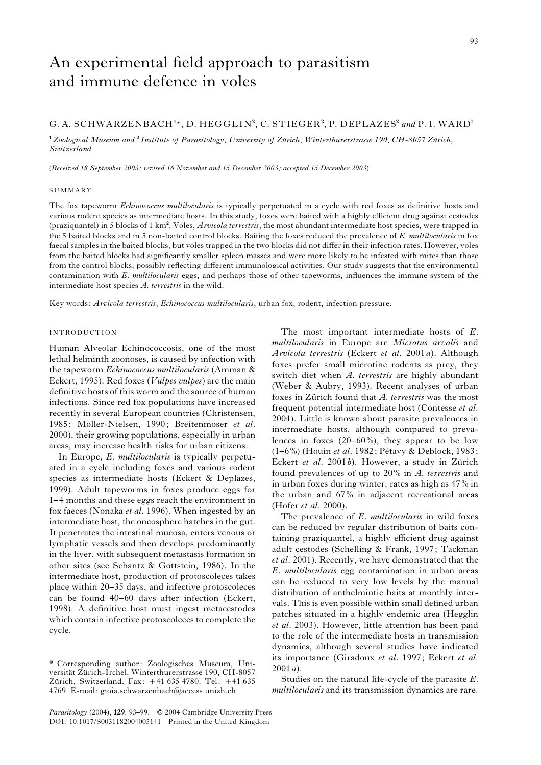# An experimental field approach to parasitism and immune defence in voles

G. A. SCHWARZENBACH[1]*, D. HEGGLIN[2], C. STIEGER[2], P. DEPLAZES[2] *and* P. I. WARD[1]

[1] *Zoological Museum and* [2] *Institute of Parasitology, University of Zürich, Winterthurerstrasse 190, CH-8057 Zürich, Switzerland*

(*Received 18 September 2003; revised 16 November and 15 December 2003; accepted 15 December 2003*)

## SUMMARY

The fox tapeworm *Echinococcus multilocularis* is typically perpetuated in a cycle with red foxes as definitive hosts and various rodent species as intermediate hosts. In this study, foxes were baited with a highly efficient drug against cestodes (praziquantel) in 5 blocks of 1 km$^2$. Voles, *Arvicola terrestris*, the most abundant intermediate host species, were trapped in the 5 baited blocks and in 5 non-baited control blocks. Baiting the foxes reduced the prevalence of *E. multilocularis* in fox faecal samples in the baited blocks, but voles trapped in the two blocks did not differ in their infection rates. However, voles from the baited blocks had significantly smaller spleen masses and were more likely to be infested with mites than those from the control blocks, possibly reflecting different immunological activities. Our study suggests that the environmental contamination with *E. multilocularis* eggs, and perhaps those of other tapeworms, influences the immune system of the intermediate host species *A. terrestris* in the wild.

Key words: *Arvicola terrestris*, *Echinococcus multilocularis*, urban fox, rodent, infection pressure.

## INTRODUCTION

Human Alveolar Echinococcosis, one of the most lethal helminth zoonoses, is caused by infection with the tapeworm *Echinococcus multilocularis* (Amman & Eckert, 1995). Red foxes (*Vulpes vulpes*) are the main definitive hosts of this worm and the source of human infections. Since red fox populations have increased recently in several European countries (Christensen, 1985; Møller-Nielsen, 1990; Breitenmoser *et al*. 2000), their growing populations, especially in urban areas, may increase health risks for urban citizens.

In Europe, *E. multilocularis* is typically perpetuated in a cycle including foxes and various rodent species as intermediate hosts (Eckert & Deplazes, 1999). Adult tapeworms in foxes produce eggs for 1–4 months and these eggs reach the environment in fox faeces (Nonaka *et al*. 1996). When ingested by an intermediate host, the oncosphere hatches in the gut. It penetrates the intestinal mucosa, enters venous or lymphatic vessels and then develops predominantly in the liver, with subsequent metastasis formation in other sites (see Schantz & Gottstein, 1986). In the intermediate host, production of protoscoleces takes place within 20–35 days, and infective protoscoleces can be found 40–60 days after infection (Eckert, 1998). A definitive host must ingest metacestodes which contain infective protoscoleces to complete the cycle.

The most important intermediate hosts of *E. multilocularis* in Europe are *Microtus arvalis* and *Arvicola terrestris* (Eckert *et al*. 2001*a*). Although foxes prefer small microtine rodents as prey, they switch diet when *A. terrestris* are highly abundant (Weber & Aubry, 1993). Recent analyses of urban foxes in Zürich found that *A. terrestris* was the most frequent potential intermediate host (Contesse *et al*. 2004). Little is known about parasite prevalences in intermediate hosts, although compared to prevalences in foxes (20–60%), they appear to be low (1–6%) (Houin *et al*. 1982; Pétavy & Deblock, 1983; Eckert *et al*. 2001*b*). However, a study in Zürich found prevalences of up to 20% in *A. terrestris* and in urban foxes during winter, rates as high as 47% in the urban and 67% in adjacent recreational areas (Hofer *et al*. 2000).

The prevalence of *E. multilocularis* in wild foxes can be reduced by regular distribution of baits containing praziquantel, a highly efficient drug against adult cestodes (Schelling & Frank, 1997; Tackman *et al*. 2001). Recently, we have demonstrated that the *E. multilocularis* egg contamination in urban areas can be reduced to very low levels by the manual distribution of anthelmintic baits at monthly intervals. This is even possible within small defined urban patches situated in a highly endemic area (Hegglin *et al*. 2003). However, little attention has been paid to the role of the intermediate hosts in transmission dynamics, although several studies have indicated its importance (Giraudoux *et al*. 1997; Eckert *et al*. 2001*a*).

Studies on the natural life-cycle of the parasite *E. multilocularis* and its transmission dynamics are rare.

\* Corresponding author: Zoologisches Museum, Universität Zürich-Irchel, Winterthurerstrasse 190, CH-8057 Zürich, Switzerland. Fax: +41 635 4780. Tel: +41 635 4769. E-mail: gioia.schwarzenbach@access.unizh.ch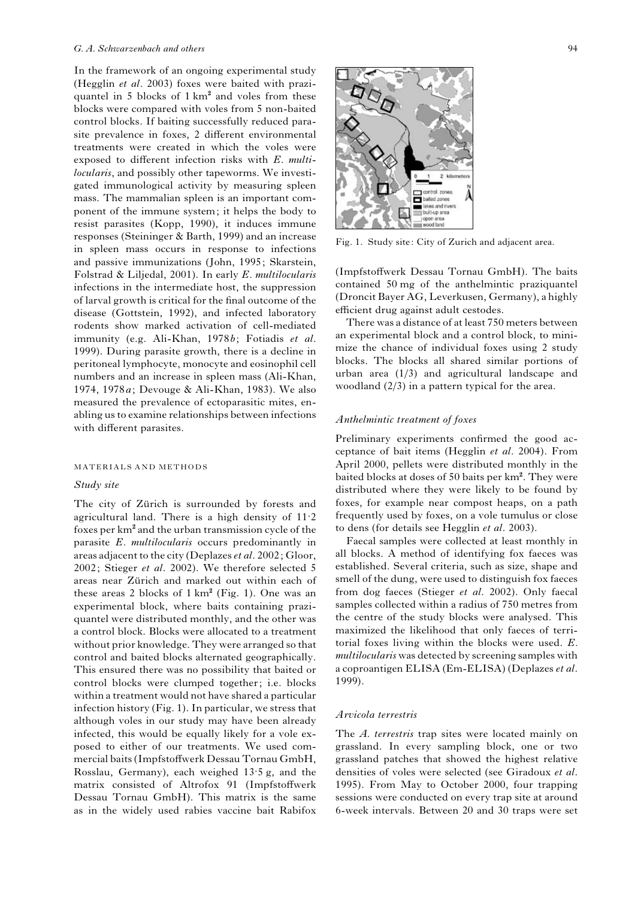In the framework of an ongoing experimental study (Hegglin *et al*. 2003) foxes were baited with praziquantel in 5 blocks of 1 km² and voles from these blocks were compared with voles from 5 non-baited control blocks. If baiting successfully reduced parasite prevalence in foxes, 2 different environmental treatments were created in which the voles were exposed to different infection risks with *E. multilocularis*, and possibly other tapeworms. We investigated immunological activity by measuring spleen mass. The mammalian spleen is an important component of the immune system; it helps the body to resist parasites (Kopp, 1990), it induces immune responses (Steininger & Barth, 1999) and an increase in spleen mass occurs in response to infections and passive immunizations (John, 1995; Skarstein, Folstrad & Liljedal, 2001). In early *E. multilocularis* infections in the intermediate host, the suppression of larval growth is critical for the final outcome of the disease (Gottstein, 1992), and infected laboratory rodents show marked activation of cell-mediated immunity (e.g. Ali-Khan, 1978*b*; Fotiadis *et al*. 1999). During parasite growth, there is a decline in peritoneal lymphocyte, monocyte and eosinophil cell numbers and an increase in spleen mass (Ali-Khan, 1974, 1978*a*; Devouge & Ali-Khan, 1983). We also measured the prevalence of ectoparasitic mites, enabling us to examine relationships between infections with different parasites.

Fig. 1. Study site: City of Zurich and adjacent area.

## MATERIALS AND METHODS

### *Study site*

The city of Zürich is surrounded by forests and agricultural land. There is a high density of 11·2 foxes per km² and the urban transmission cycle of the parasite *E. multilocularis* occurs predominantly in areas adjacent to the city (Deplazes *et al*. 2002; Gloor, 2002; Stieger *et al*. 2002). We therefore selected 5 areas near Zürich and marked out within each of these areas 2 blocks of 1 km² (Fig. 1). One was an experimental block, where baits containing praziquantel were distributed monthly, and the other was a control block. Blocks were allocated to a treatment without prior knowledge. They were arranged so that control and baited blocks alternated geographically. This ensured there was no possibility that baited or control blocks were clumped together; i.e. blocks within a treatment would not have shared a particular infection history (Fig. 1). In particular, we stress that although voles in our study may have been already infected, this would be equally likely for a vole exposed to either of our treatments. We used commercial baits (Impfstoffwerk Dessau Tornau GmbH, Rosslau, Germany), each weighed 13·5 g, and the matrix consisted of Altrofox 91 (Impfstoffwerk Dessau Tornau GmbH). This matrix is the same as in the widely used rabies vaccine bait Rabifox (Impfstoffwerk Dessau Tornau GmbH). The baits contained 50 mg of the anthelmintic praziquantel (Droncit Bayer AG, Leverkusen, Germany), a highly efficient drug against adult cestodes.

There was a distance of at least 750 meters between an experimental block and a control block, to minimize the chance of individual foxes using 2 study blocks. The blocks all shared similar portions of urban area (1/3) and agricultural landscape and woodland (2/3) in a pattern typical for the area.

### *Anthelmintic treatment of foxes*

Preliminary experiments confirmed the good acceptance of bait items (Hegglin *et al*. 2004). From April 2000, pellets were distributed monthly in the baited blocks at doses of 50 baits per km². They were distributed where they were likely to be found by foxes, for example near compost heaps, on a path frequently used by foxes, on a vole tumulus or close to dens (for details see Hegglin *et al*. 2003).

Faecal samples were collected at least monthly in all blocks. A method of identifying fox faeces was established. Several criteria, such as size, shape and smell of the dung, were used to distinguish fox faeces from dog faeces (Stieger *et al*. 2002). Only faecal samples collected within a radius of 750 metres from the centre of the study blocks were analysed. This maximized the likelihood that only faeces of territorial foxes living within the blocks were used. *E. multilocularis* was detected by screening samples with a coproantigen ELISA (Em-ELISA) (Deplazes *et al*. 1999).

### *Arvicola terrestris*

The *A. terrestris* trap sites were located mainly on grassland. In every sampling block, one or two grassland patches that showed the highest relative densities of voles were selected (see Giradoux *et al*. 1995). From May to October 2000, four trapping sessions were conducted on every trap site at around 6-week intervals. Between 20 and 30 traps were set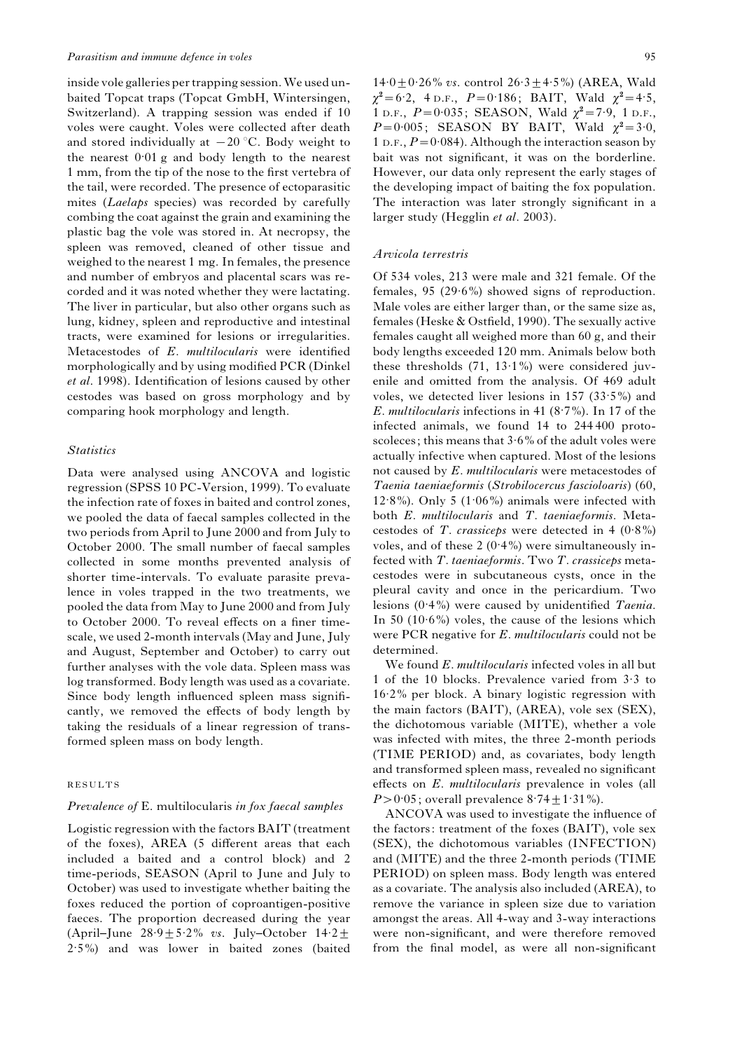inside vole galleries per trapping session. We used unbaited Topcat traps (Topcat GmbH, Wintersingen, Switzerland). A trapping session was ended if 10 voles were caught. Voles were collected after death and stored individually at $-20$ °C. Body weight to the nearest 0·01 g and body length to the nearest 1 mm, from the tip of the nose to the first vertebra of the tail, were recorded. The presence of ectoparasitic mites (*Laelaps* species) was recorded by carefully combing the coat against the grain and examining the plastic bag the vole was stored in. At necropsy, the spleen was removed, cleaned of other tissue and weighed to the nearest 1 mg. In females, the presence and number of embryos and placental scars was recorded and it was noted whether they were lactating. The liver in particular, but also other organs such as lung, kidney, spleen and reproductive and intestinal tracts, were examined for lesions or irregularities. Metacestodes of *E. multilocularis* were identified morphologically and by using modified PCR (Dinkel *et al*. 1998). Identification of lesions caused by other cestodes was based on gross morphology and by comparing hook morphology and length.

### *Statistics*

Data were analysed using ANCOVA and logistic regression (SPSS 10 PC-Version, 1999). To evaluate the infection rate of foxes in baited and control zones, we pooled the data of faecal samples collected in the two periods from April to June 2000 and from July to October 2000. The small number of faecal samples collected in some months prevented analysis of shorter time-intervals. To evaluate parasite prevalence in voles trapped in the two treatments, we pooled the data from May to June 2000 and from July to October 2000. To reveal effects on a finer time-scale, we used 2-month intervals (May and June, July and August, September and October) to carry out further analyses with the vole data. Spleen mass was log transformed. Body length was used as a covariate. Since body length influenced spleen mass significantly, we removed the effects of body length by taking the residuals of a linear regression of transformed spleen mass on body length.

## RESULTS

### *Prevalence of* E. multilocularis *in fox faecal samples*

Logistic regression with the factors BAIT (treatment of the foxes), AREA (5 different areas that each included a baited and a control block) and 2 time-periods, SEASON (April to June and July to October) was used to investigate whether baiting the foxes reduced the portion of coproantigen-positive faeces. The proportion decreased during the year (April–June $28·9 \pm 5·2$% *vs*. July–October $14·2 \pm 2·5$%) and was lower in baited zones (baited $14·0 \pm 0·26$% *vs*. control $26·3 \pm 4·5$%) (AREA, Wald $\chi^2 = 6·2$, 4 D.F., $P = 0·186$; BAIT, Wald $\chi^2 = 4·5$, 1 D.F., $P = 0·035$; SEASON, Wald $\chi^2 = 7·9$, 1 D.F., $P = 0·005$; SEASON BY BAIT, Wald $\chi^2 = 3·0$, 1 D.F., $P = 0·084$). Although the interaction season by bait was not significant, it was on the borderline. However, our data only represent the early stages of the developing impact of baiting the fox population. The interaction was later strongly significant in a larger study (Hegglin *et al*. 2003).

### *Arvicola terrestris*

Of 534 voles, 213 were male and 321 female. Of the females, 95 (29·6%) showed signs of reproduction. Male voles are either larger than, or the same size as, females (Heske & Ostfield, 1990). The sexually active females caught all weighed more than 60 g, and their body lengths exceeded 120 mm. Animals below both these thresholds (71, 13·1%) were considered juvenile and omitted from the analysis. Of 469 adult voles, we detected liver lesions in 157 (33·5%) and *E. multilocularis* infections in 41 (8·7%). In 17 of the infected animals, we found 14 to 244 400 protoscoleces; this means that 3·6% of the adult voles were actually infective when captured. Most of the lesions not caused by *E. multilocularis* were metacestodes of *Taenia taeniaeformis* (*Strobilocercus fascioloaris*) (60, 12·8%). Only 5 (1·06%) animals were infected with both *E. multilocularis* and *T. taeniaeformis*. Metacestodes of *T. crassiceps* were detected in 4 (0·8%) voles, and of these 2 (0·4%) were simultaneously infected with *T. taeniaeformis*. Two *T. crassiceps* metacestodes were in subcutaneous cysts, once in the pleural cavity and once in the pericardium. Two lesions (0·4%) were caused by unidentified *Taenia*. In 50 (10·6%) voles, the cause of the lesions which were PCR negative for *E. multilocularis* could not be determined.

We found *E. multilocularis* infected voles in all but 1 of the 10 blocks. Prevalence varied from 3·3 to 16·2% per block. A binary logistic regression with the main factors (BAIT), (AREA), vole sex (SEX), the dichotomous variable (MITE), whether a vole was infected with mites, the three 2-month periods (TIME PERIOD) and, as covariates, body length and transformed spleen mass, revealed no significant effects on *E. multilocularis* prevalence in voles (all $P > 0·05$; overall prevalence $8·74 \pm 1·31$%).

ANCOVA was used to investigate the influence of the factors: treatment of the foxes (BAIT), vole sex (SEX), the dichotomous variables (INFECTION) and (MITE) and the three 2-month periods (TIME PERIOD) on spleen mass. Body length was entered as a covariate. The analysis also included (AREA), to remove the variance in spleen size due to variation amongst the areas. All 4-way and 3-way interactions were non-significant, and were therefore removed from the final model, as were all non-significant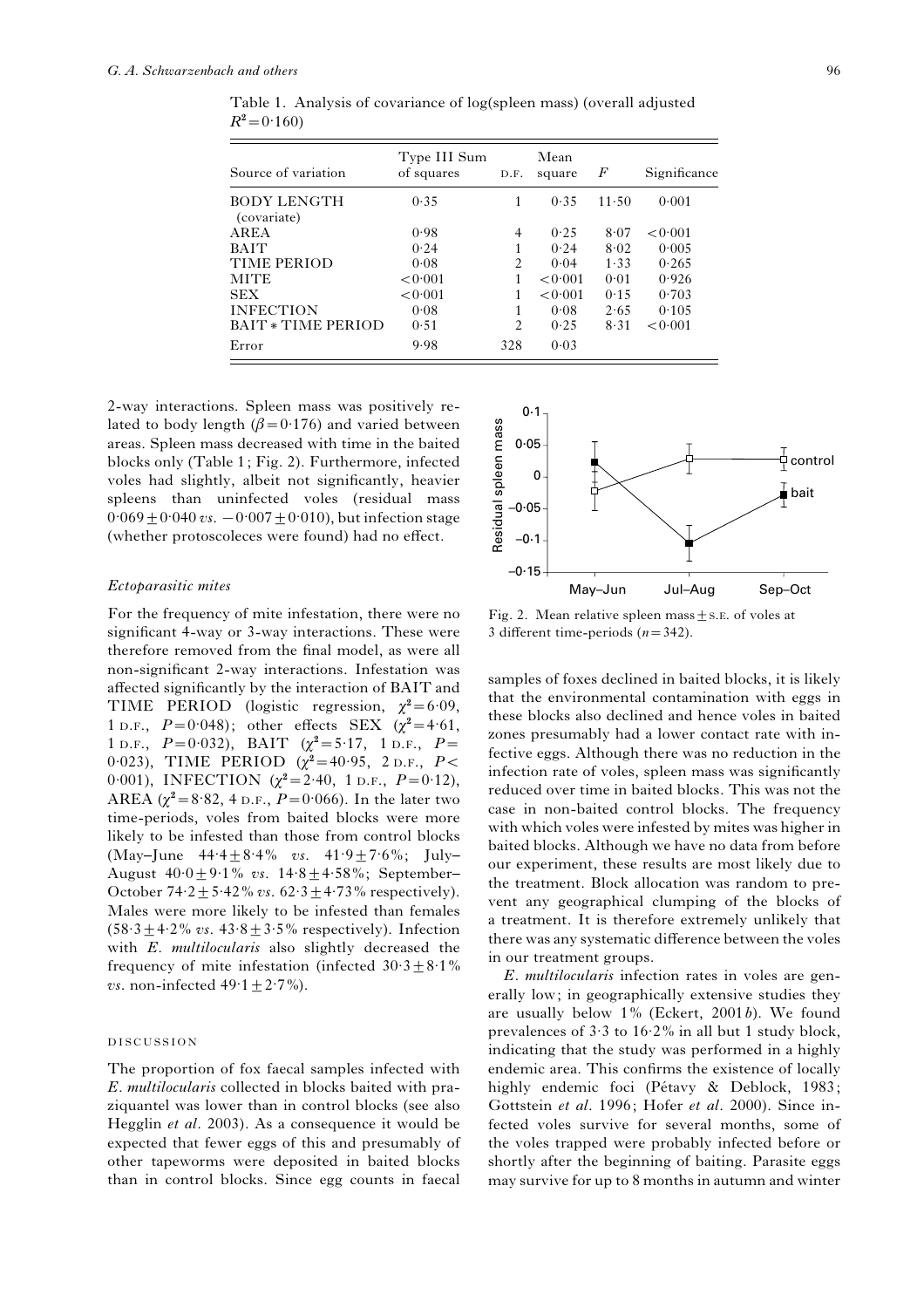Table 1. Analysis of covariance of log(spleen mass) (overall adjusted $R^2 = 0{\cdot}160$)

| Source of variation | Type III Sum of squares | D.F. | Mean square | $F$ | Significance |
|---|---|---|---|---|---|
| BODY LENGTH (covariate) | 0·35 | 1 | 0·35 | 11·50 | 0·001 |
| AREA | 0·98 | 4 | 0·25 | 8·07 | <0·001 |
| BAIT | 0·24 | 1 | 0·24 | 8·02 | 0·005 |
| TIME PERIOD | 0·08 | 2 | 0·04 | 1·33 | 0·265 |
| MITE | <0·001 | 1 | <0·001 | 0·01 | 0·926 |
| SEX | <0·001 | 1 | <0·001 | 0·15 | 0·703 |
| INFECTION | 0·08 | 1 | 0·08 | 2·65 | 0·105 |
| BAIT * TIME PERIOD | 0·51 | 2 | 0·25 | 8·31 | <0·001 |
| Error | 9·98 | 328 | 0·03 | | |

2-way interactions. Spleen mass was positively related to body length ($\beta = 0{\cdot}176$) and varied between areas. Spleen mass decreased with time in the baited blocks only (Table 1; Fig. 2). Furthermore, infected voles had slightly, albeit not significantly, heavier spleens than uninfected voles (residual mass $0{\cdot}069 \pm 0{\cdot}040$ *vs.* $-0{\cdot}007 \pm 0{\cdot}010$), but infection stage (whether protoscoleces were found) had no effect.

### *Ectoparasitic mites*

For the frequency of mite infestation, there were no significant 4-way or 3-way interactions. These were therefore removed from the final model, as were all non-significant 2-way interactions. Infestation was affected significantly by the interaction of BAIT and TIME PERIOD (logistic regression, $\chi^2 = 6{\cdot}09$, 1 D.F., $P = 0{\cdot}048$); other effects SEX ($\chi^2 = 4{\cdot}61$, 1 D.F., $P = 0{\cdot}032$), BAIT ($\chi^2 = 5{\cdot}17$, 1 D.F., $P = 0{\cdot}023$), TIME PERIOD ($\chi^2 = 40{\cdot}95$, 2 D.F., $P < 0{\cdot}001$), INFECTION ($\chi^2 = 2{\cdot}40$, 1 D.F., $P = 0{\cdot}12$), AREA ($\chi^2 = 8{\cdot}82$, 4 D.F., $P = 0{\cdot}066$). In the later two time-periods, voles from baited blocks were more likely to be infested than those from control blocks (May–June $44{\cdot}4 \pm 8{\cdot}4\%$ *vs.* $41{\cdot}9 \pm 7{\cdot}6\%$; July–August $40{\cdot}0 \pm 9{\cdot}1\%$ *vs.* $14{\cdot}8 \pm 4{\cdot}58\%$; September–October $74{\cdot}2 \pm 5{\cdot}42\%$ *vs.* $62{\cdot}3 \pm 4{\cdot}73\%$ respectively). Males were more likely to be infested than females ($58{\cdot}3 \pm 4{\cdot}2\%$ *vs.* $43{\cdot}8 \pm 3{\cdot}5\%$ respectively). Infection with *E. multilocularis* also slightly decreased the frequency of mite infestation (infected $30{\cdot}3 \pm 8{\cdot}1\%$ *vs.* non-infected $49{\cdot}1 \pm 2{\cdot}7\%$).

Residual spleen mass
0·1
0·05
0
−0·05
−0·1
−0·15
May–Jun
Jul–Aug
Sep–Oct
control
bait

Fig. 2. Mean relative spleen mass ± S.E. of voles at 3 different time-periods ($n = 342$).

## DISCUSSION

The proportion of fox faecal samples infected with *E. multilocularis* collected in blocks baited with praziquantel was lower than in control blocks (see also Hegglin *et al*. 2003). As a consequence it would be expected that fewer eggs of this and presumably of other tapeworms were deposited in baited blocks than in control blocks. Since egg counts in faecal samples of foxes declined in baited blocks, it is likely that the environmental contamination with eggs in these blocks also declined and hence voles in baited zones presumably had a lower contact rate with infective eggs. Although there was no reduction in the infection rate of voles, spleen mass was significantly reduced over time in baited blocks. This was not the case in non-baited control blocks. The frequency with which voles were infested by mites was higher in baited blocks. Although we have no data from before our experiment, these results are most likely due to the treatment. Block allocation was random to prevent any geographical clumping of the blocks of a treatment. It is therefore extremely unlikely that there was any systematic difference between the voles in our treatment groups.

*E. multilocularis* infection rates in voles are generally low; in geographically extensive studies they are usually below 1% (Eckert, 2001*b*). We found prevalences of 3·3 to 16·2% in all but 1 study block, indicating that the study was performed in a highly endemic area. This confirms the existence of locally highly endemic foci (Pétavy & Deblock, 1983; Gottstein *et al*. 1996; Hofer *et al*. 2000). Since infected voles survive for several months, some of the voles trapped were probably infected before or shortly after the beginning of baiting. Parasite eggs may survive for up to 8 months in autumn and winter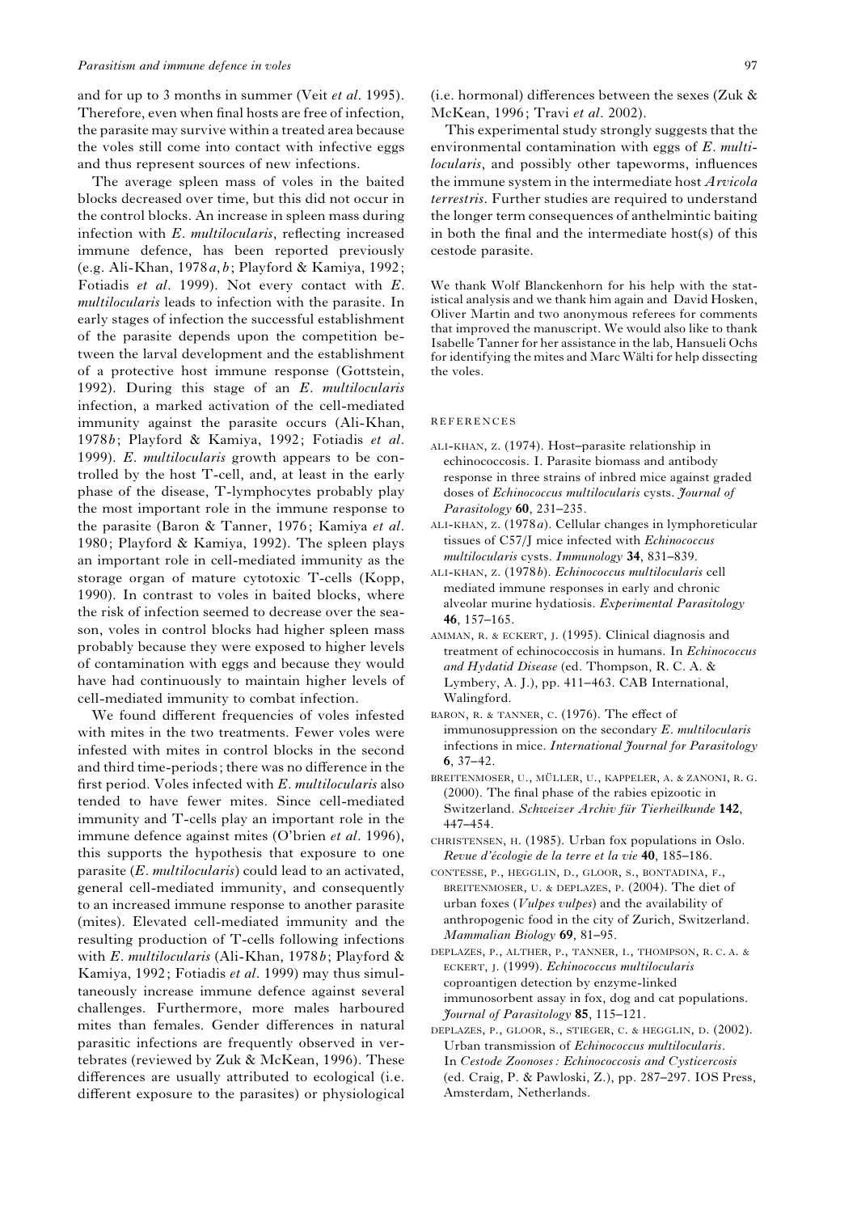and for up to 3 months in summer (Veit *et al*. 1995). Therefore, even when final hosts are free of infection, the parasite may survive within a treated area because the voles still come into contact with infective eggs and thus represent sources of new infections.

The average spleen mass of voles in the baited blocks decreased over time, but this did not occur in the control blocks. An increase in spleen mass during infection with *E. multilocularis*, reflecting increased immune defence, has been reported previously (e.g. Ali-Khan, 1978*a*, *b*; Playford & Kamiya, 1992; Fotiadis *et al*. 1999). Not every contact with *E. multilocularis* leads to infection with the parasite. In early stages of infection the successful establishment of the parasite depends upon the competition between the larval development and the establishment of a protective host immune response (Gottstein, 1992). During this stage of an *E. multilocularis* infection, a marked activation of the cell-mediated immunity against the parasite occurs (Ali-Khan, 1978*b*; Playford & Kamiya, 1992; Fotiadis *et al*. 1999). *E. multilocularis* growth appears to be controlled by the host T-cell, and, at least in the early phase of the disease, T-lymphocytes probably play the most important role in the immune response to the parasite (Baron & Tanner, 1976; Kamiya *et al*. 1980; Playford & Kamiya, 1992). The spleen plays an important role in cell-mediated immunity as the storage organ of mature cytotoxic T-cells (Kopp, 1990). In contrast to voles in baited blocks, where the risk of infection seemed to decrease over the season, voles in control blocks had higher spleen mass probably because they were exposed to higher levels of contamination with eggs and because they would have had continuously to maintain higher levels of cell-mediated immunity to combat infection.

We found different frequencies of voles infested with mites in the two treatments. Fewer voles were infested with mites in control blocks in the second and third time-periods; there was no difference in the first period. Voles infected with *E. multilocularis* also tended to have fewer mites. Since cell-mediated immunity and T-cells play an important role in the immune defence against mites (O'brien *et al*. 1996), this supports the hypothesis that exposure to one parasite (*E. multilocularis*) could lead to an activated, general cell-mediated immunity, and consequently to an increased immune response to another parasite (mites). Elevated cell-mediated immunity and the resulting production of T-cells following infections with *E. multilocularis* (Ali-Khan, 1978*b*; Playford & Kamiya, 1992; Fotiadis *et al*. 1999) may thus simultaneously increase immune defence against several challenges. Furthermore, more males harboured mites than females. Gender differences in natural parasitic infections are frequently observed in vertebrates (reviewed by Zuk & McKean, 1996). These differences are usually attributed to ecological (i.e. different exposure to the parasites) or physiological (i.e. hormonal) differences between the sexes (Zuk & McKean, 1996; Travi *et al*. 2002).

This experimental study strongly suggests that the environmental contamination with eggs of *E. multilocularis*, and possibly other tapeworms, influences the immune system in the intermediate host *Arvicola terrestris*. Further studies are required to understand the longer term consequences of anthelmintic baiting in both the final and the intermediate host(s) of this cestode parasite.

We thank Wolf Blanckenhorn for his help with the statistical analysis and we thank him again and David Hosken, Oliver Martin and two anonymous referees for comments that improved the manuscript. We would also like to thank Isabelle Tanner for her assistance in the lab, Hansueli Ochs for identifying the mites and Marc Wälti for help dissecting the voles.

## REFERENCES

Ali-Khan, Z. (1974). Host–parasite relationship in echinococcosis. I. Parasite biomass and antibody response in three strains of inbred mice against graded doses of *Echinococcus multilocularis* cysts. *Journal of Parasitology* **60**, 231–235.

Ali-Khan, Z. (1978*a*). Cellular changes in lymphoreticular tissues of C57/J mice infected with *Echinococcus multilocularis* cysts. *Immunology* **34**, 831–839.

Ali-Khan, Z. (1978*b*). *Echinococcus multilocularis* cell mediated immune responses in early and chronic alveolar murine hydatiosis. *Experimental Parasitology* **46**, 157–165.

Amman, R. & Eckert, J. (1995). Clinical diagnosis and treatment of echinococcosis in humans. In *Echinococcus and Hydatid Disease* (ed. Thompson, R. C. A. & Lymbery, A. J.), pp. 411–463. CAB International, Walingford.

Baron, R. & Tanner, C. (1976). The effect of immunosuppression on the secondary *E. multilocularis* infections in mice. *International Journal for Parasitology* **6**, 37–42.

Breitenmoser, U., Müller, U., Kappeler, A. & Zanoni, R. G. (2000). The final phase of the rabies epizootic in Switzerland. *Schweizer Archiv für Tierheilkunde* **142**, 447–454.

Christensen, H. (1985). Urban fox populations in Oslo. *Revue d'écologie de la terre et la vie* **40**, 185–186.

Contesse, P., Hegglin, D., Gloor, S., Bontadina, F., Breitenmoser, U. & Deplazes, P. (2004). The diet of urban foxes (*Vulpes vulpes*) and the availability of anthropogenic food in the city of Zurich, Switzerland. *Mammalian Biology* **69**, 81–95.

Deplazes, P., Alther, P., Tanner, I., Thompson, R. C. A. & Eckert, J. (1999). *Echinococcus multilocularis* coproantigen detection by enzyme-linked immunosorbent assay in fox, dog and cat populations. *Journal of Parasitology* **85**, 115–121.

Deplazes, P., Gloor, S., Stieger, C. & Hegglin, D. (2002). Urban transmission of *Echinococcus multilocularis*. In *Cestode Zoonoses: Echinococcosis and Cysticercosis* (ed. Craig, P. & Pawloski, Z.), pp. 287–297. IOS Press, Amsterdam, Netherlands.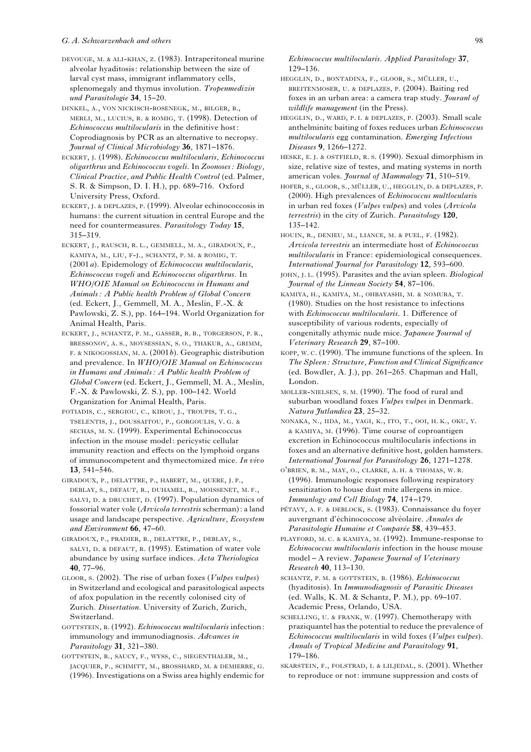Devouge, M. & Ali-Khan, Z. (1983). Intraperitoneal murine alveolar hyaditosis: relationship between the size of larval cyst mass, immigrant inflammatory cells, splenomegaly and thymus involution. *Tropenmedizin und Parasitologie* **34**, 15–20.

Dinkel, A., von Nickisch-Rosenegk, M., Bilger, B., Merli, M., Lucius, R. & Romig, T. (1998). Detection of *Echinococcus multilocularis* in the definitive host: Coprodiagnosis by PCR as an alternative to necropsy. *Journal of Clinical Microbiology* **36**, 1871–1876.

Eckert, J. (1998). *Echinococcus multilocularis*, *Echinococcus oligarthrus* and *Echinococcus vogeli*. In *Zoonoses: Biology, Clinical Practice, and Public Health Control* (ed. Palmer, S. R. & Simpson, D. I. H.), pp. 689–716. Oxford University Press, Oxford.

Eckert, J. & Deplazes, P. (1999). Alveolar echinococcosis in humans: the current situation in central Europe and the need for countermeasures. *Parasitology Today* **15**, 315–319.

Eckert, J., Rausch, R. L., Gemmell, M. A., Giraudoux, P., Kamiya, M., Liu, F-J., Schantz, P. M. & Romig, T. (2001*a*). Epidemology of *Echinococcus multilocularis*, *Echinococcus vogeli* and *Echinococcus oligarthrus*. In *WHO/OIE Manual on Echinococcus in Humans and Animals: A Public health Problem of Global Concern* (ed. Eckert, J., Gemmell, M. A., Meslin, F.-X. & Pawlowski, Z. S.), pp. 164–194. World Organization for Animal Health, Paris.

Eckert, J., Schantz, P. M., Gasser, R. B., Torgerson, P. R., Bressonov, A. S., Movsessian, S. O., Thakur, A., Grimm, F. & Nikogossian, M. A. (2001*b*). Geographic distribution and prevalence. In *WHO/OIE Manual on Echinococcus in Humans and Animals: A Public health Problem of Global Concern* (ed. Eckert, J., Gemmell, M. A., Meslin, F.-X. & Pawlowski, Z. S.), pp. 100–142. World Organization for Animal Health, Paris.

Fotiadis, C., Sergiou, C., Kirou, J., Troupis, T. G., Tselentis, J., Doussaitou, P., Gorgoulis, V. G. & Sechas, M. N. (1999). Experimental Echinococcus infection in the mouse model: pericystic cellular immunity reaction and effects on the lymphoid organs of immunocompetent and thymectomized mice. *In vivo* **13**, 541–546.

Giraudoux, P., Delattre, P., Habert, M., Quere, J. P., Deblay, S., Defaut, R., Duhamel, R., Moissenet, M. F., Salvi, D. & Druchet, D. (1997). Population dynamics of fossorial water vole (*Arvicola terrestris* scherman): a land usage and landscape perspective. *Agriculture, Ecosystem and Environment* **66**, 47–60.

Giraudoux, P., Pradier, B., Delattre, P., Deblay, S., Salvi, D. & Defaut, R. (1995). Estimation of water vole abundance by using surface indices. *Acta Theriologica* **40**, 77–96.

Gloor, S. (2002). The rise of urban foxes (*Vulpes vulpes*) in Switzerland and ecological and parasitological aspects of afox population in the recently colonised city of Zurich. *Dissertation.* University of Zurich, Zurich, Switzerland.

Gottstein, B. (1992). *Echinococcus multilocularis* infection: immunology and immunodiagnosis. *Advances in Parasitology* **31**, 321–380.

Gottstein, B., Saucy, F., Wyss, C., Siegenthaler, M., Jacquier, P., Schmitt, M., Brosshard, M. & Demierre, G. (1996). Investigations on a Swiss area highly endemic for *Echinococcus multilocularis*. *Applied Parasitology* **37**, 129–136.

Hegglin, D., Bontadina, F., Gloor, S., Müller, U., Breitenmoser, U. & Deplazes, P. (2004). Baiting red foxes in an urban area: a camera trap study. *Jouranl of wildlife management* (in the Press).

Hegglin, D., Ward, P. I. & Deplazes, P. (2003). Small scale anthelminitc baiting of foxes reduces urban *Echinococcus multilocularis* egg contamination. *Emerging Infectious Diseases* **9**, 1266–1272.

Heske, E. J. & Ostfield, R. S. (1990). Sexual dimorphism in size, relative size of testes, and mating systems in north american voles. *Journal of Mammalogy* **71**, 510–519.

Hofer, S., Gloor, S., Müller, U., Hegglin, D. & Deplazes, P. (2000). High prevalences of *Echinococcus multlocularis* in urban red foxes (*Vulpes vulpes*) and voles (*Arvicola terrestris*) in the city of Zurich. *Parasitology* **120**, 135–142.

Houin, R., Denieu, M., Liance, M. & Puel, F. (1982). *Arvicola terrestris* an intermediate host of *Echinococcus multilocularis* in France: epidemiological consequences. *International Journal for Parasitology* **12**, 593–600.

John, J. L. (1995). Parasites and the avian spleen. *Biological Journal of the Linnean Society* **54**, 87–106.

Kamiya, H., Kamiya, M., Ohbayashi, M. & Nomura, T. (1980). Studies on the host resistance to infections with *Echinococcus multilocularis*. 1. Difference of susceptibility of various rodents, especially of congenitally athymic nude mice. *Japanese Journal of Veterinary Research* **29**, 87–100.

Kopp, W. C. (1990). The immune functions of the spleen. In *The Spleen: Structure, Function and Clinical Significance* (ed. Bowdler, A. J.), pp. 261–265. Chapman and Hall, London.

Møller-Nielsen, S. M. (1990). The food of rural and suburban woodland foxes *Vulpes vulpes* in Denmark. *Natura Jutlandica* **23**, 25–32.

Nonaka, N., Iida, M., Yagi, K., Ito, T., Ooi, H. K., Oku, Y. & Kamiya, M. (1996). Time course of coproantigen excretion in Echinococcus multilocularis infections in foxes and an alternative definitive host, golden hamsters. *International Journal for Parasitology* **26**, 1271–1278.

O'Brien, R. M., May, O., Clarke, A. H. & Thomas, W. R. (1996). Immunologic responses following respiratory sensitization to house dust mite allergens in mice. *Immunlogy and Cell Biology* **74**, 174–179.

Pétavy, A. F. & Deblock, S. (1983). Connaissance du foyer auvergnant d'échinococcose alvéolaire. *Annales de Parasitologie Humaine et Comparée* **58**, 439–453.

Playford, M. C. & Kamiya, M. (1992). Immune-response to *Echinococcus multilocularis* infection in the house mouse model – A review. *Japanese Journal of Veterinary Research* **40**, 113–130.

Schantz, P. M. & Gottstein, B. (1986). *Echinococcus* (hyaditosis). In *Immunodiagnosis of Parasitic Diseases* (ed. Walls, K. M. & Schantz, P. M.), pp. 69–107. Academic Press, Orlando, USA.

Schelling, U. & Frank, W. (1997). Chemotherapy with praziquantel has the potential to reduce the prevalence of *Echinococcus multilocularis* in wild foxes (*Vulpes vulpes*). *Annals of Tropical Medicine and Parasitology* **91**, 179–186.

Skarstein, F., Folstrad, I. & Liljedal, S. (2001). Whether to reproduce or not: immune suppression and costs of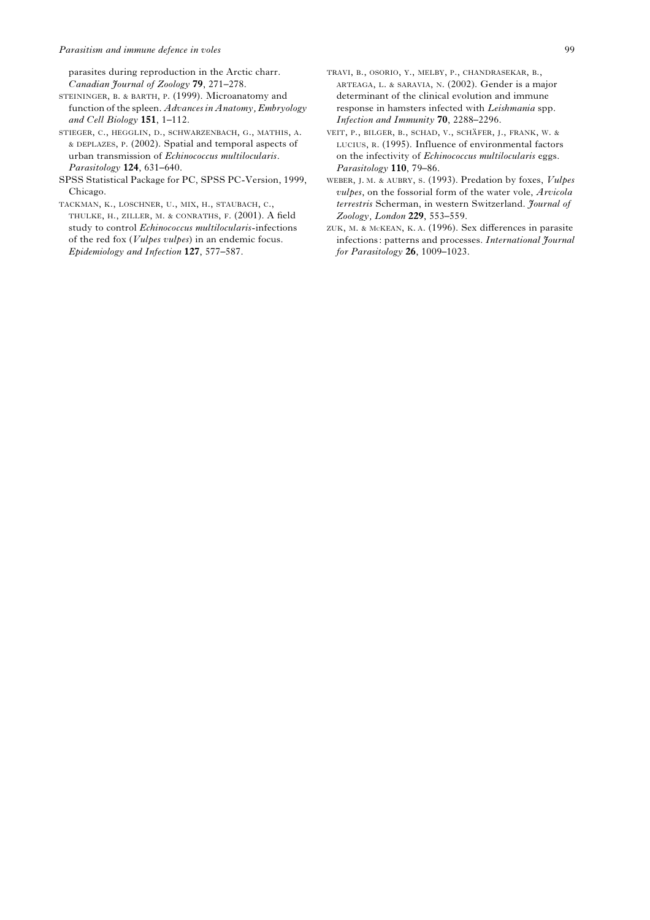parasites during reproduction in the Arctic charr. *Canadian Journal of Zoology* **79**, 271–278.

STEININGER, B. & BARTH, P. (1999). Microanatomy and function of the spleen. *Advances in Anatomy, Embryology and Cell Biology* **151**, 1–112.

STIEGER, C., HEGGLIN, D., SCHWARZENBACH, G., MATHIS, A. & DEPLAZES, P. (2002). Spatial and temporal aspects of urban transmission of *Echinococcus multilocularis*. *Parasitology* **124**, 631–640.

SPSS Statistical Package for PC, SPSS PC-Version, 1999, Chicago.

TACKMAN, K., LOSCHNER, U., MIX, H., STAUBACH, C., THULKE, H., ZILLER, M. & CONRATHS, F. (2001). A field study to control *Echinococcus multilocularis*-infections of the red fox (*Vulpes vulpes*) in an endemic focus. *Epidemiology and Infection* **127**, 577–587.

TRAVI, B., OSORIO, Y., MELBY, P., CHANDRASEKAR, B., ARTEAGA, L. & SARAVIA, N. (2002). Gender is a major determinant of the clinical evolution and immune response in hamsters infected with *Leishmania* spp. *Infection and Immunity* **70**, 2288–2296.

VEIT, P., BILGER, B., SCHAD, V., SCHÄFER, J., FRANK, W. & LUCIUS, R. (1995). Influence of environmental factors on the infectivity of *Echinococcus multilocularis* eggs. *Parasitology* **110**, 79–86.

WEBER, J. M. & AUBRY, S. (1993). Predation by foxes, *Vulpes vulpes*, on the fossorial form of the water vole, *Arvicola terrestris* Scherman, in western Switzerland. *Journal of Zoology, London* **229**, 553–559.

ZUK, M. & McKEAN, K. A. (1996). Sex differences in parasite infections: patterns and processes. *International Journal for Parasitology* **26**, 1009–1023.